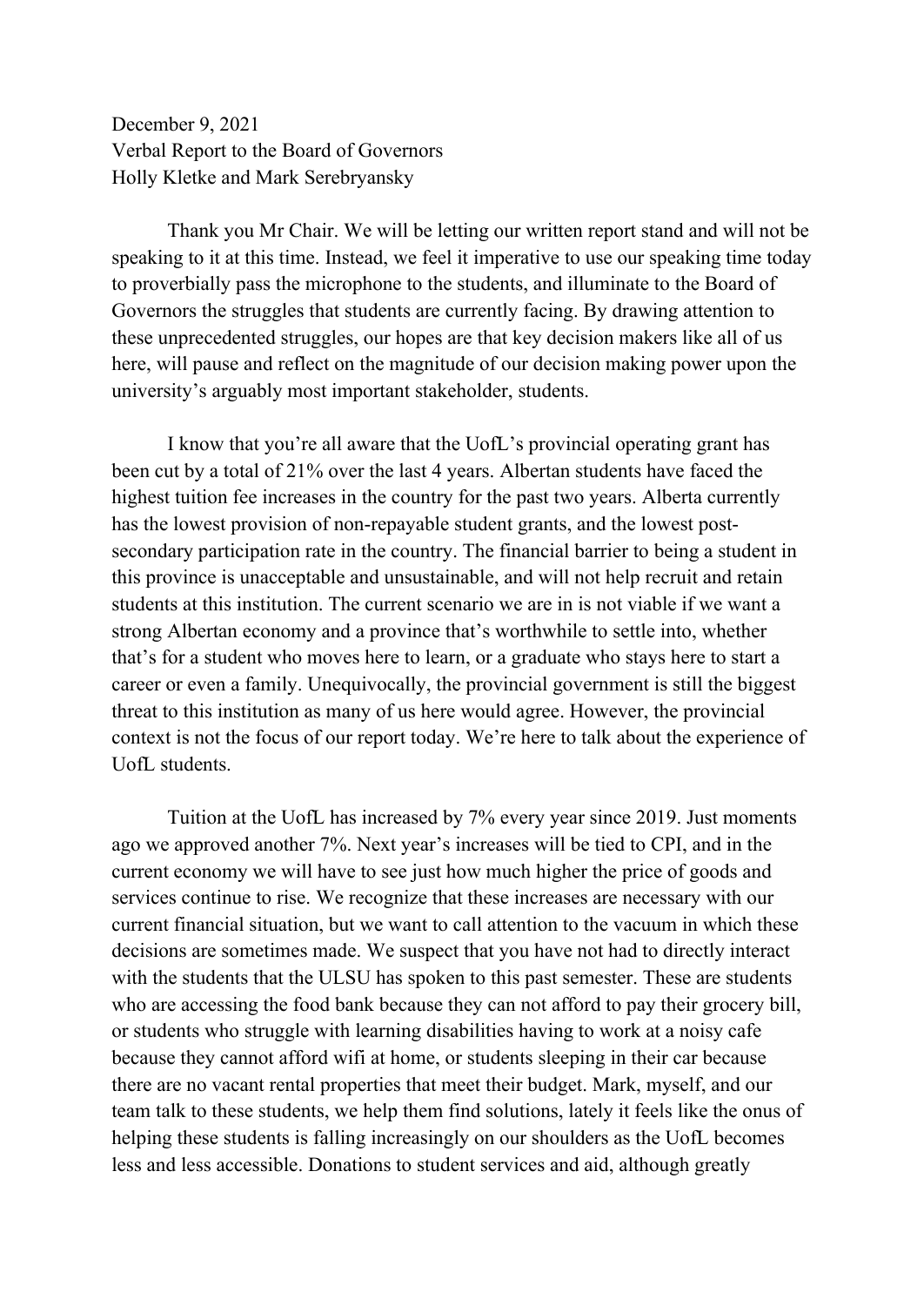December 9, 2021
Verbal Report to the Board of Governors
Holly Kletke and Mark Serebryansky

Thank you Mr Chair. We will be letting our written report stand and will not be speaking to it at this time. Instead, we feel it imperative to use our speaking time today to proverbially pass the microphone to the students, and illuminate to the Board of Governors the struggles that students are currently facing. By drawing attention to these unprecedented struggles, our hopes are that key decision makers like all of us here, will pause and reflect on the magnitude of our decision making power upon the university's arguably most important stakeholder, students.

I know that you're all aware that the UofL's provincial operating grant has been cut by a total of 21% over the last 4 years. Albertan students have faced the highest tuition fee increases in the country for the past two years. Alberta currently has the lowest provision of non-repayable student grants, and the lowest post-secondary participation rate in the country. The financial barrier to being a student in this province is unacceptable and unsustainable, and will not help recruit and retain students at this institution. The current scenario we are in is not viable if we want a strong Albertan economy and a province that's worthwhile to settle into, whether that's for a student who moves here to learn, or a graduate who stays here to start a career or even a family. Unequivocally, the provincial government is still the biggest threat to this institution as many of us here would agree. However, the provincial context is not the focus of our report today. We're here to talk about the experience of UofL students.

Tuition at the UofL has increased by 7% every year since 2019. Just moments ago we approved another 7%. Next year's increases will be tied to CPI, and in the current economy we will have to see just how much higher the price of goods and services continue to rise. We recognize that these increases are necessary with our current financial situation, but we want to call attention to the vacuum in which these decisions are sometimes made. We suspect that you have not had to directly interact with the students that the ULSU has spoken to this past semester. These are students who are accessing the food bank because they can not afford to pay their grocery bill, or students who struggle with learning disabilities having to work at a noisy cafe because they cannot afford wifi at home, or students sleeping in their car because there are no vacant rental properties that meet their budget. Mark, myself, and our team talk to these students, we help them find solutions, lately it feels like the onus of helping these students is falling increasingly on our shoulders as the UofL becomes less and less accessible. Donations to student services and aid, although greatly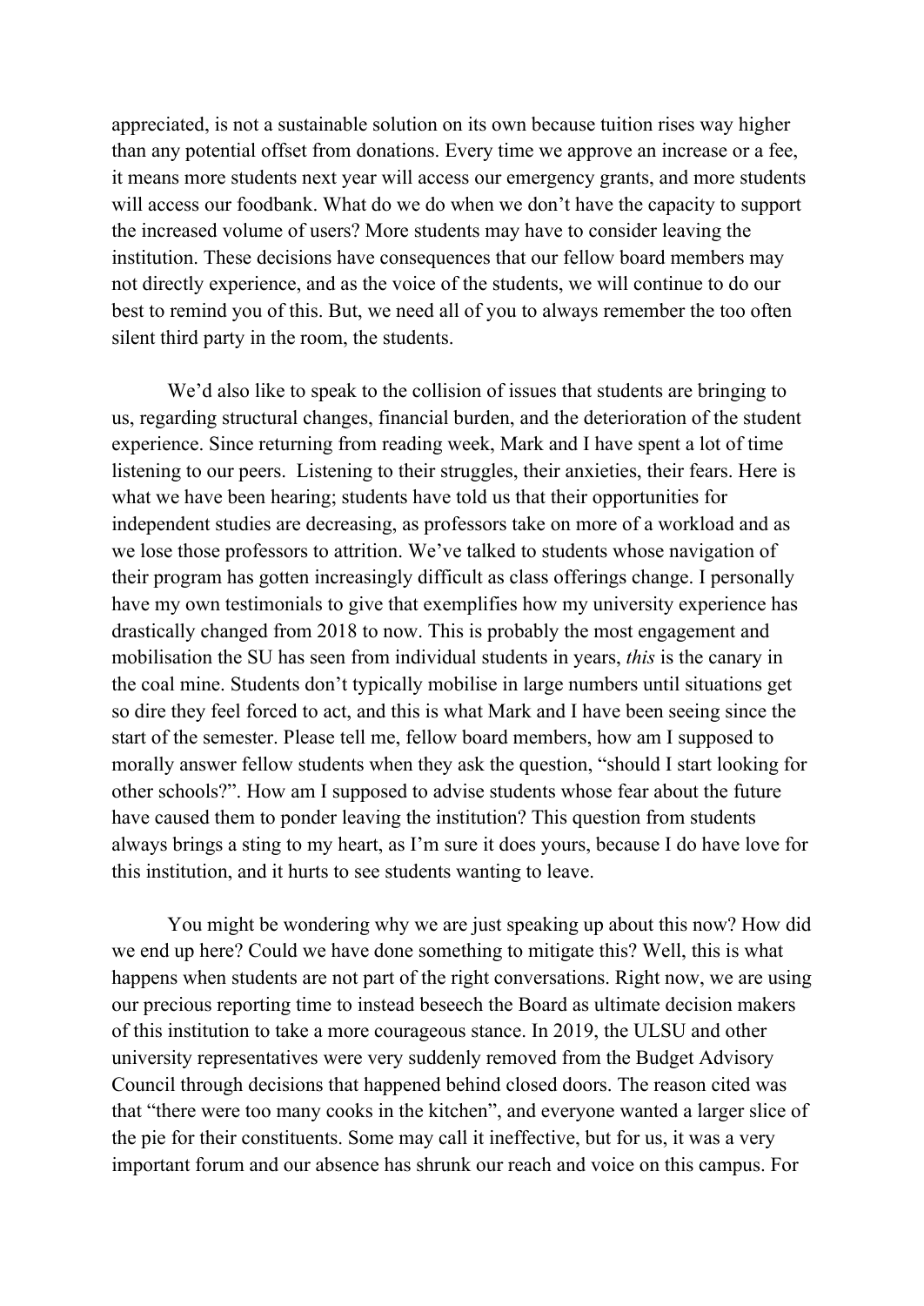appreciated, is not a sustainable solution on its own because tuition rises way higher than any potential offset from donations. Every time we approve an increase or a fee, it means more students next year will access our emergency grants, and more students will access our foodbank. What do we do when we don't have the capacity to support the increased volume of users? More students may have to consider leaving the institution. These decisions have consequences that our fellow board members may not directly experience, and as the voice of the students, we will continue to do our best to remind you of this. But, we need all of you to always remember the too often silent third party in the room, the students.

We'd also like to speak to the collision of issues that students are bringing to us, regarding structural changes, financial burden, and the deterioration of the student experience. Since returning from reading week, Mark and I have spent a lot of time listening to our peers. Listening to their struggles, their anxieties, their fears. Here is what we have been hearing; students have told us that their opportunities for independent studies are decreasing, as professors take on more of a workload and as we lose those professors to attrition. We've talked to students whose navigation of their program has gotten increasingly difficult as class offerings change. I personally have my own testimonials to give that exemplifies how my university experience has drastically changed from 2018 to now. This is probably the most engagement and mobilisation the SU has seen from individual students in years, *this* is the canary in the coal mine. Students don't typically mobilise in large numbers until situations get so dire they feel forced to act, and this is what Mark and I have been seeing since the start of the semester. Please tell me, fellow board members, how am I supposed to morally answer fellow students when they ask the question, "should I start looking for other schools?". How am I supposed to advise students whose fear about the future have caused them to ponder leaving the institution? This question from students always brings a sting to my heart, as I'm sure it does yours, because I do have love for this institution, and it hurts to see students wanting to leave.

You might be wondering why we are just speaking up about this now? How did we end up here? Could we have done something to mitigate this? Well, this is what happens when students are not part of the right conversations. Right now, we are using our precious reporting time to instead beseech the Board as ultimate decision makers of this institution to take a more courageous stance. In 2019, the ULSU and other university representatives were very suddenly removed from the Budget Advisory Council through decisions that happened behind closed doors. The reason cited was that "there were too many cooks in the kitchen", and everyone wanted a larger slice of the pie for their constituents. Some may call it ineffective, but for us, it was a very important forum and our absence has shrunk our reach and voice on this campus. For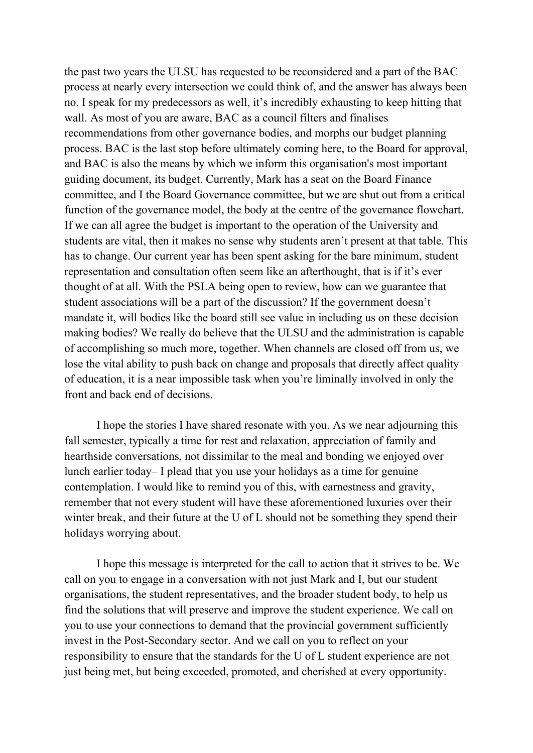the past two years the ULSU has requested to be reconsidered and a part of the BAC process at nearly every intersection we could think of, and the answer has always been no. I speak for my predecessors as well, it's incredibly exhausting to keep hitting that wall. As most of you are aware, BAC as a council filters and finalises recommendations from other governance bodies, and morphs our budget planning process. BAC is the last stop before ultimately coming here, to the Board for approval, and BAC is also the means by which we inform this organisation's most important guiding document, its budget. Currently, Mark has a seat on the Board Finance committee, and I the Board Governance committee, but we are shut out from a critical function of the governance model, the body at the centre of the governance flowchart. If we can all agree the budget is important to the operation of the University and students are vital, then it makes no sense why students aren't present at that table. This has to change. Our current year has been spent asking for the bare minimum, student representation and consultation often seem like an afterthought, that is if it's ever thought of at all. With the PSLA being open to review, how can we guarantee that student associations will be a part of the discussion? If the government doesn't mandate it, will bodies like the board still see value in including us on these decision making bodies? We really do believe that the ULSU and the administration is capable of accomplishing so much more, together. When channels are closed off from us, we lose the vital ability to push back on change and proposals that directly affect quality of education, it is a near impossible task when you're liminally involved in only the front and back end of decisions.

I hope the stories I have shared resonate with you. As we near adjourning this fall semester, typically a time for rest and relaxation, appreciation of family and hearthside conversations, not dissimilar to the meal and bonding we enjoyed over lunch earlier today– I plead that you use your holidays as a time for genuine contemplation. I would like to remind you of this, with earnestness and gravity, remember that not every student will have these aforementioned luxuries over their winter break, and their future at the U of L should not be something they spend their holidays worrying about.

I hope this message is interpreted for the call to action that it strives to be. We call on you to engage in a conversation with not just Mark and I, but our student organisations, the student representatives, and the broader student body, to help us find the solutions that will preserve and improve the student experience. We call on you to use your connections to demand that the provincial government sufficiently invest in the Post-Secondary sector. And we call on you to reflect on your responsibility to ensure that the standards for the U of L student experience are not just being met, but being exceeded, promoted, and cherished at every opportunity.